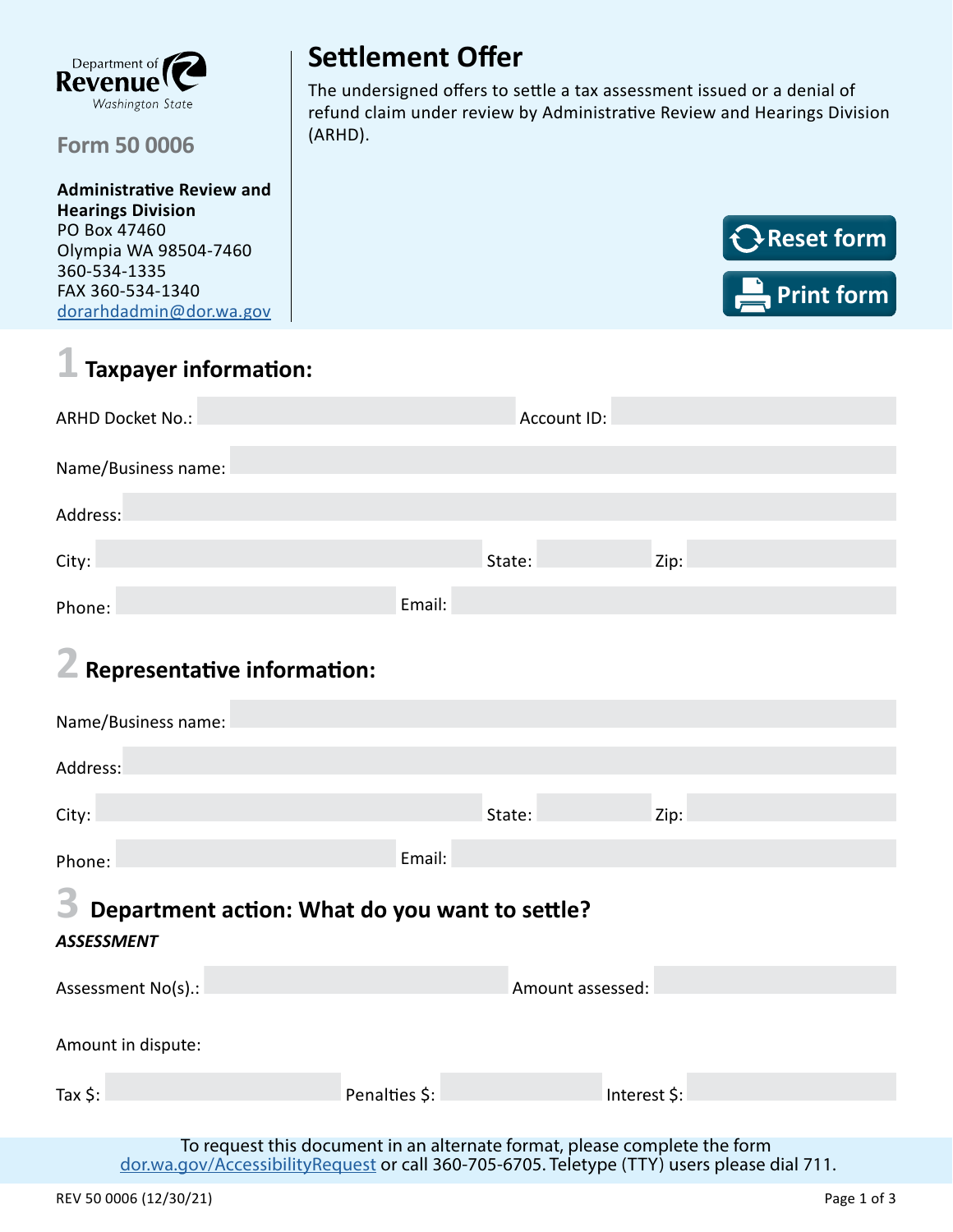Department of Revenue
Washington State

**Form 50 0006**

**Administrative Review and Hearings Division**
PO Box 47460
Olympia WA 98504-7460
360-534-1335
FAX 360-534-1340
dorarhdadmin@dor.wa.gov

# Settlement Offer

The undersigned offers to settle a tax assessment issued or a denial of refund claim under review by Administrative Review and Hearings Division (ARHD).

Reset form

Print form

## 1 Taxpayer information:

ARHD Docket No.: ____________ Account ID: ____________

Name/Business name: ____________

Address: ____________

City: ____________ State: ____________ Zip: ____________

Phone: ____________ Email: ____________

## 2 Representative information:

Name/Business name: ____________

Address: ____________

City: ____________ State: ____________ Zip: ____________

Phone: ____________ Email: ____________

## 3 Department action: What do you want to settle?

***ASSESSMENT***

Assessment No(s).: ____________ Amount assessed: ____________

Amount in dispute:

Tax $: ____________ Penalties $: ____________ Interest $: ____________

To request this document in an alternate format, please complete the form dor.wa.gov/AccessibilityRequest or call 360-705-6705. Teletype (TTY) users please dial 711.

REV 50 0006 (12/30/21)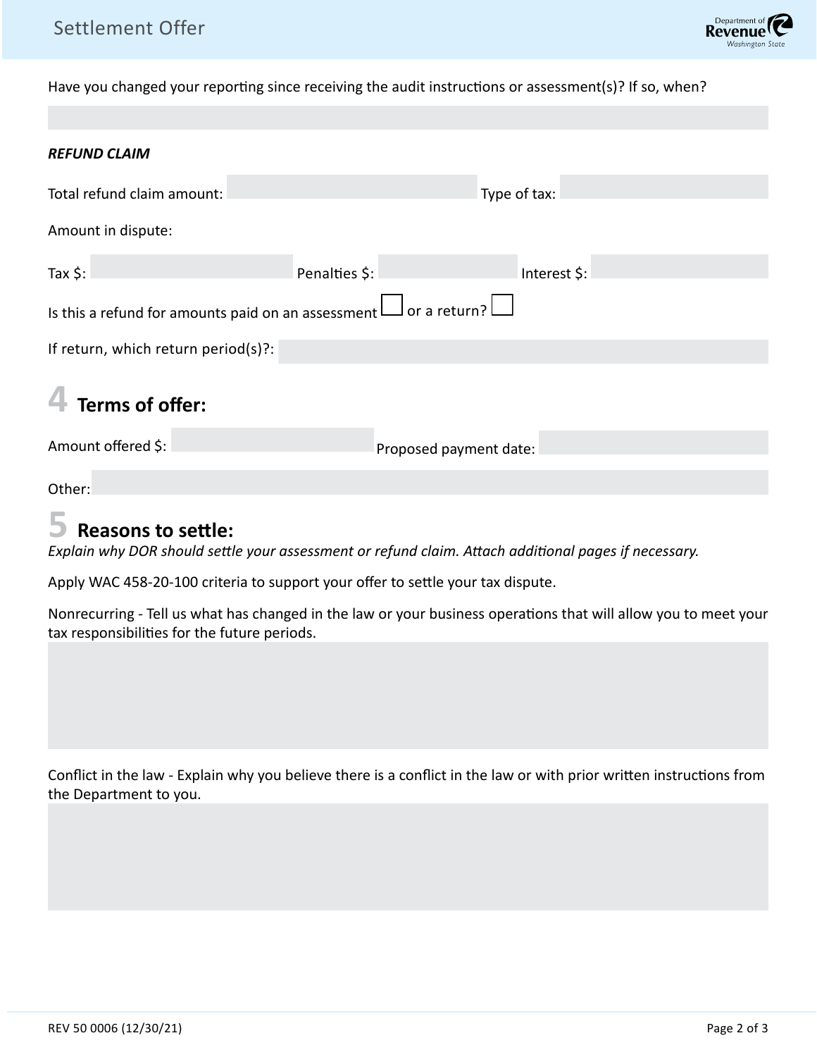Have you changed your reporting since receiving the audit instructions or assessment(s)? If so, when?

***REFUND CLAIM***

Total refund claim amount: Type of tax:

Amount in dispute:

Tax $: Penalties $: Interest $:

Is this a refund for amounts paid on an assessment ☐ or a return? ☐

If return, which return period(s)?:

## 4 Terms of offer:

Amount offered $: Proposed payment date:

Other:

## 5 Reasons to settle:

*Explain why DOR should settle your assessment or refund claim. Attach additional pages if necessary.*

Apply WAC 458-20-100 criteria to support your offer to settle your tax dispute.

Nonrecurring - Tell us what has changed in the law or your business operations that will allow you to meet your tax responsibilities for the future periods.

Conflict in the law - Explain why you believe there is a conflict in the law or with prior written instructions from the Department to you.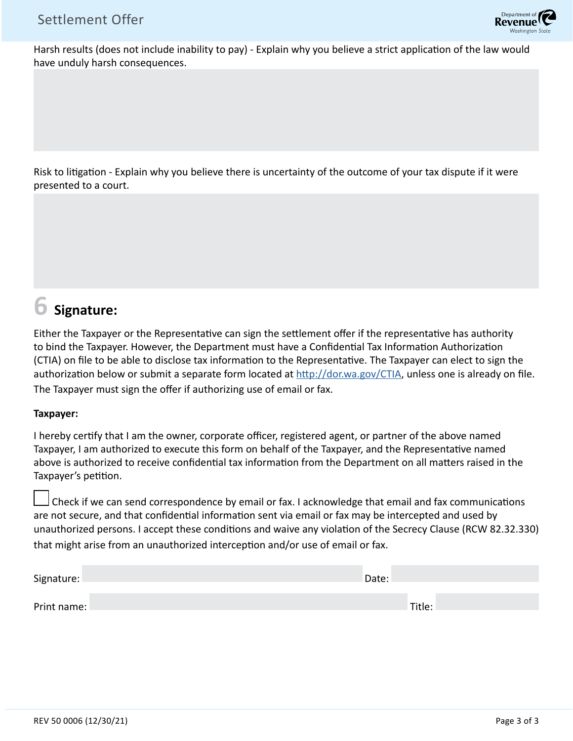Harsh results (does not include inability to pay) - Explain why you believe a strict application of the law would have unduly harsh consequences.

Risk to litigation - Explain why you believe there is uncertainty of the outcome of your tax dispute if it were presented to a court.

## 6 Signature:

Either the Taxpayer or the Representative can sign the settlement offer if the representative has authority to bind the Taxpayer. However, the Department must have a Confidential Tax Information Authorization (CTIA) on file to be able to disclose tax information to the Representative. The Taxpayer can elect to sign the authorization below or submit a separate form located at http://dor.wa.gov/CTIA, unless one is already on file. The Taxpayer must sign the offer if authorizing use of email or fax.

**Taxpayer:**

I hereby certify that I am the owner, corporate officer, registered agent, or partner of the above named Taxpayer, I am authorized to execute this form on behalf of the Taxpayer, and the Representative named above is authorized to receive confidential tax information from the Department on all matters raised in the Taxpayer's petition.

☐ Check if we can send correspondence by email or fax. I acknowledge that email and fax communications are not secure, and that confidential information sent via email or fax may be intercepted and used by unauthorized persons. I accept these conditions and waive any violation of the Secrecy Clause (RCW 82.32.330) that might arise from an unauthorized interception and/or use of email or fax.

Signature: ______________________ Date: __________

Print name: ______________________ Title: __________

REV 50 0006 (12/30/21)